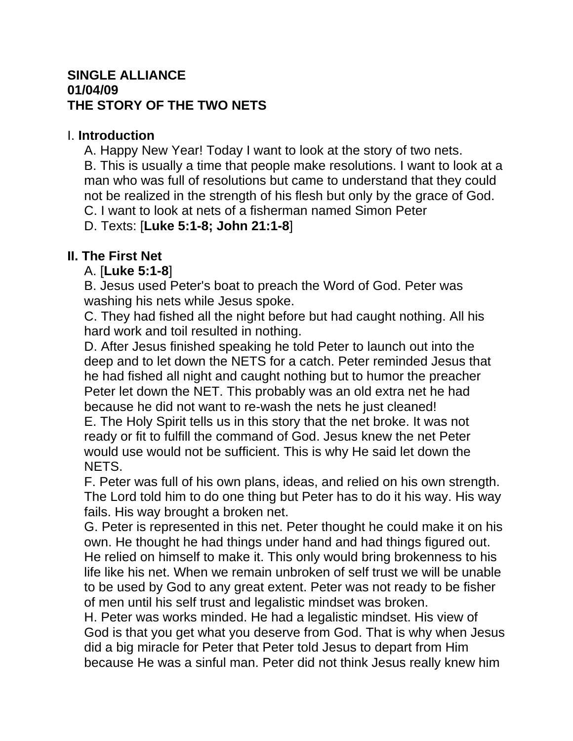**SINGLE ALLIANCE**
**01/04/09**
**THE STORY OF THE TWO NETS**

## I. **Introduction**

A. Happy New Year! Today I want to look at the story of two nets.
B. This is usually a time that people make resolutions. I want to look at a man who was full of resolutions but came to understand that they could not be realized in the strength of his flesh but only by the grace of God.
C. I want to look at nets of a fisherman named Simon Peter
D. Texts: [**Luke 5:1-8; John 21:1-8**]

## **II. The First Net**

A. [**Luke 5:1-8**]
B. Jesus used Peter's boat to preach the Word of God. Peter was washing his nets while Jesus spoke.
C. They had fished all the night before but had caught nothing. All his hard work and toil resulted in nothing.
D. After Jesus finished speaking he told Peter to launch out into the deep and to let down the NETS for a catch. Peter reminded Jesus that he had fished all night and caught nothing but to humor the preacher Peter let down the NET. This probably was an old extra net he had because he did not want to re-wash the nets he just cleaned!
E. The Holy Spirit tells us in this story that the net broke. It was not ready or fit to fulfill the command of God. Jesus knew the net Peter would use would not be sufficient. This is why He said let down the NETS.
F. Peter was full of his own plans, ideas, and relied on his own strength. The Lord told him to do one thing but Peter has to do it his way. His way fails. His way brought a broken net.
G. Peter is represented in this net. Peter thought he could make it on his own. He thought he had things under hand and had things figured out. He relied on himself to make it. This only would bring brokenness to his life like his net. When we remain unbroken of self trust we will be unable to be used by God to any great extent. Peter was not ready to be fisher of men until his self trust and legalistic mindset was broken.
H. Peter was works minded. He had a legalistic mindset. His view of God is that you get what you deserve from God. That is why when Jesus did a big miracle for Peter that Peter told Jesus to depart from Him because He was a sinful man. Peter did not think Jesus really knew him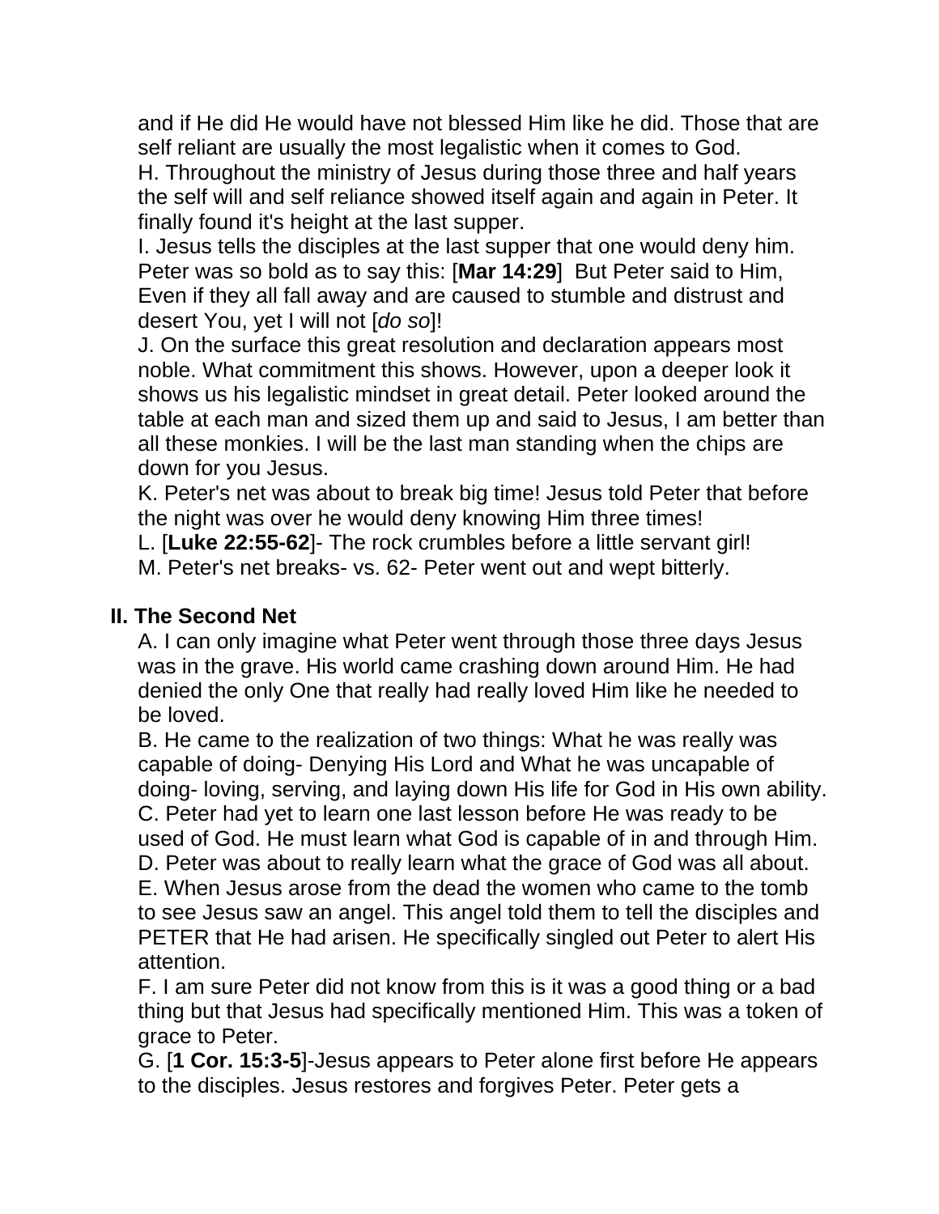and if He did He would have not blessed Him like he did. Those that are self reliant are usually the most legalistic when it comes to God.

H. Throughout the ministry of Jesus during those three and half years the self will and self reliance showed itself again and again in Peter. It finally found it's height at the last supper.

I. Jesus tells the disciples at the last supper that one would deny him. Peter was so bold as to say this: [**Mar 14:29**] But Peter said to Him, Even if they all fall away and are caused to stumble and distrust and desert You, yet I will not [*do so*]!

J. On the surface this great resolution and declaration appears most noble. What commitment this shows. However, upon a deeper look it shows us his legalistic mindset in great detail. Peter looked around the table at each man and sized them up and said to Jesus, I am better than all these monkies. I will be the last man standing when the chips are down for you Jesus.

K. Peter's net was about to break big time! Jesus told Peter that before the night was over he would deny knowing Him three times!

L. [**Luke 22:55-62**]- The rock crumbles before a little servant girl!

M. Peter's net breaks- vs. 62- Peter went out and wept bitterly.

## II. The Second Net

A. I can only imagine what Peter went through those three days Jesus was in the grave. His world came crashing down around Him. He had denied the only One that really had really loved Him like he needed to be loved.

B. He came to the realization of two things: What he was really was capable of doing- Denying His Lord and What he was uncapable of doing- loving, serving, and laying down His life for God in His own ability.

C. Peter had yet to learn one last lesson before He was ready to be used of God. He must learn what God is capable of in and through Him.

D. Peter was about to really learn what the grace of God was all about.

E. When Jesus arose from the dead the women who came to the tomb to see Jesus saw an angel. This angel told them to tell the disciples and PETER that He had arisen. He specifically singled out Peter to alert His attention.

F. I am sure Peter did not know from this is it was a good thing or a bad thing but that Jesus had specifically mentioned Him. This was a token of grace to Peter.

G. [**1 Cor. 15:3-5**]-Jesus appears to Peter alone first before He appears to the disciples. Jesus restores and forgives Peter. Peter gets a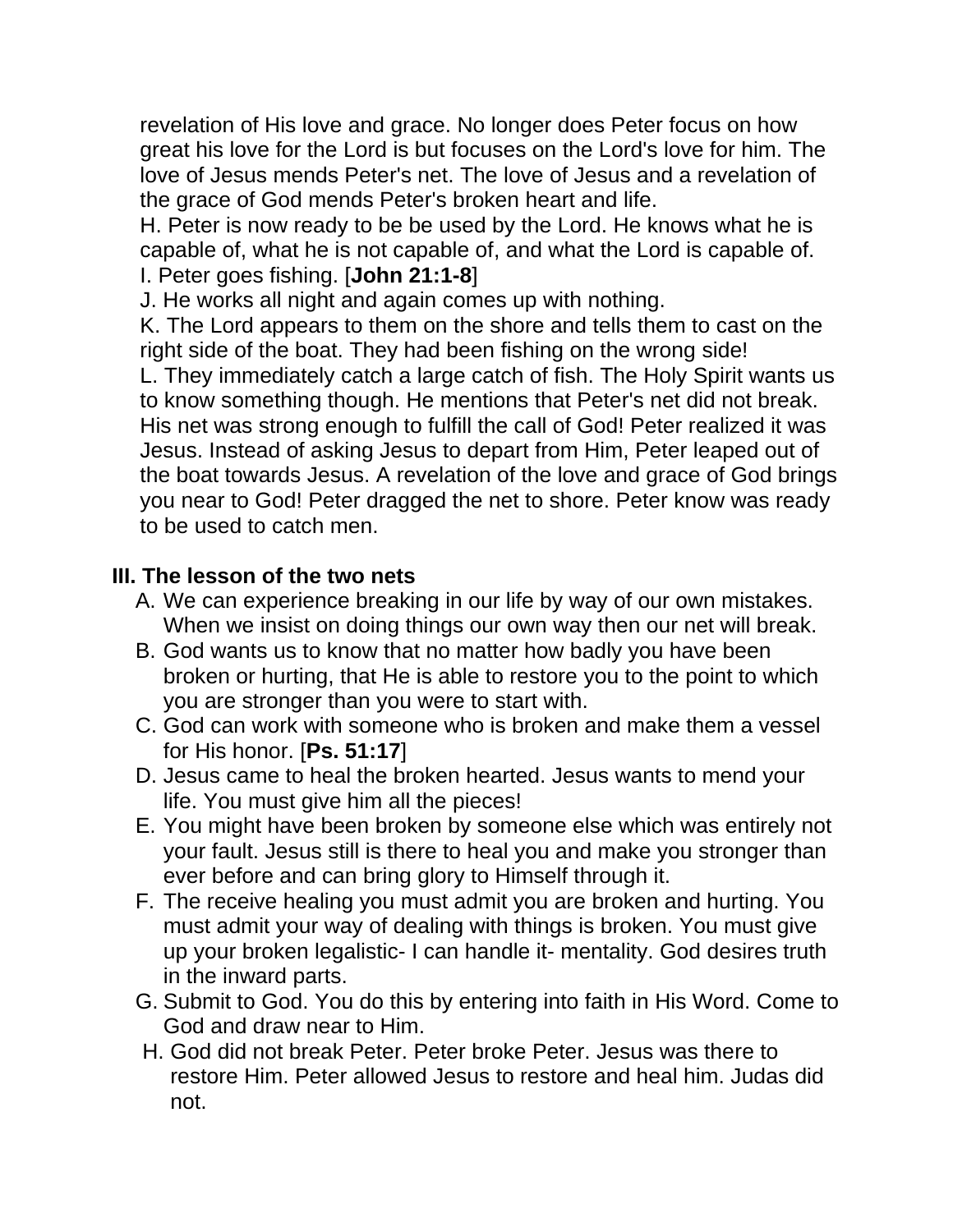revelation of His love and grace. No longer does Peter focus on how great his love for the Lord is but focuses on the Lord's love for him. The love of Jesus mends Peter's net. The love of Jesus and a revelation of the grace of God mends Peter's broken heart and life.

H. Peter is now ready to be be used by the Lord. He knows what he is capable of, what he is not capable of, and what the Lord is capable of.

I. Peter goes fishing. [**John 21:1-8**]

J. He works all night and again comes up with nothing.

K. The Lord appears to them on the shore and tells them to cast on the right side of the boat. They had been fishing on the wrong side!

L. They immediately catch a large catch of fish. The Holy Spirit wants us to know something though. He mentions that Peter's net did not break. His net was strong enough to fulfill the call of God! Peter realized it was Jesus. Instead of asking Jesus to depart from Him, Peter leaped out of the boat towards Jesus. A revelation of the love and grace of God brings you near to God! Peter dragged the net to shore. Peter know was ready to be used to catch men.

### III. The lesson of the two nets

A. We can experience breaking in our life by way of our own mistakes. When we insist on doing things our own way then our net will break.

B. God wants us to know that no matter how badly you have been broken or hurting, that He is able to restore you to the point to which you are stronger than you were to start with.

C. God can work with someone who is broken and make them a vessel for His honor. [**Ps. 51:17**]

D. Jesus came to heal the broken hearted. Jesus wants to mend your life. You must give him all the pieces!

E. You might have been broken by someone else which was entirely not your fault. Jesus still is there to heal you and make you stronger than ever before and can bring glory to Himself through it.

F. The receive healing you must admit you are broken and hurting. You must admit your way of dealing with things is broken. You must give up your broken legalistic- I can handle it- mentality. God desires truth in the inward parts.

G. Submit to God. You do this by entering into faith in His Word. Come to God and draw near to Him.

H. God did not break Peter. Peter broke Peter. Jesus was there to restore Him. Peter allowed Jesus to restore and heal him. Judas did not.